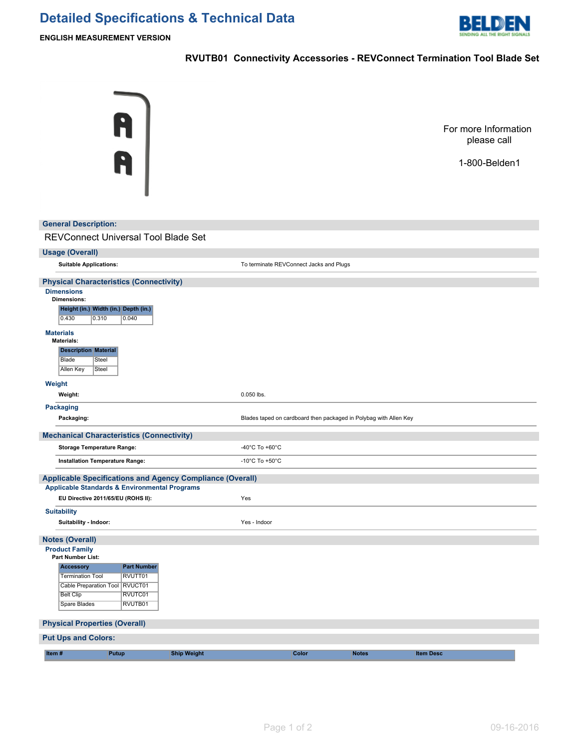# Detailed Specifications & Technical Data

**ENGLISH MEASUREMENT VERSION**

## RVUTB01 Connectivity Accessories - REVConnect Termination Tool Blade Set

For more Information please call

1-800-Belden1

## General Description:

REVConnect Universal Tool Blade Set

## Usage (Overall)

| | |
|---|---|
| **Suitable Applications:** | To terminate REVConnect Jacks and Plugs |

## Physical Characteristics (Connectivity)

### Dimensions

**Dimensions:**

| Height (in.) | Width (in.) | Depth (in.) |
|---|---|---|
| 0.430 | 0.310 | 0.040 |

### Materials

**Materials:**

| Description | Material |
|---|---|
| Blade | Steel |
| Allen Key | Steel |

### Weight

| | |
|---|---|
| **Weight:** | 0.050 lbs. |

### Packaging

| | |
|---|---|
| **Packaging:** | Blades taped on cardboard then packaged in Polybag with Allen Key |

## Mechanical Characteristics (Connectivity)

| | |
|---|---|
| **Storage Temperature Range:** | -40°C To +60°C |
| **Installation Temperature Range:** | -10°C To +50°C |

## Applicable Specifications and Agency Compliance (Overall)

### Applicable Standards & Environmental Programs

| | |
|---|---|
| **EU Directive 2011/65/EU (ROHS II):** | Yes |

### Suitability

| | |
|---|---|
| **Suitability - Indoor:** | Yes - Indoor |

## Notes (Overall)

### Product Family

**Part Number List:**

| Accessory | Part Number |
|---|---|
| Termination Tool | RVUTT01 |
| Cable Preparation Tool | RVUCT01 |
| Belt Clip | RVUTC01 |
| Spare Blades | RVUTB01 |

## Physical Properties (Overall)

## Put Ups and Colors:

| Item # | Putup | Ship Weight | Color | Notes | Item Desc |
|---|---|---|---|---|---|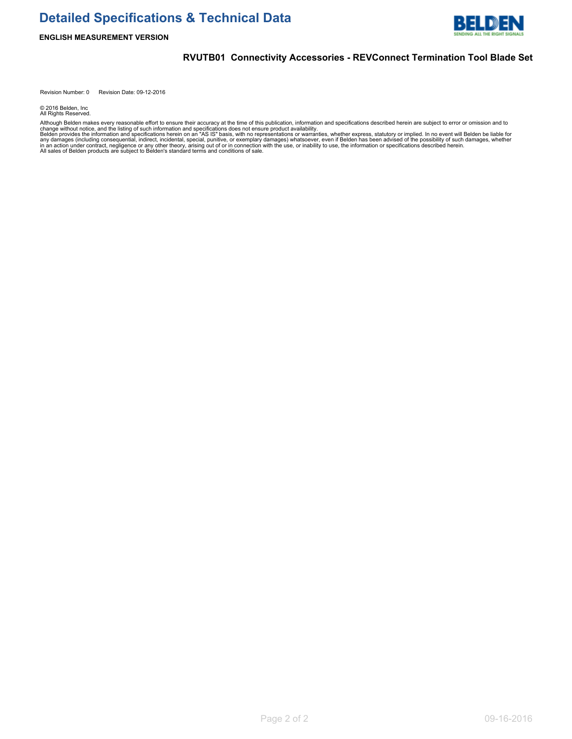Revision Number: 0     Revision Date: 09-12-2016

© 2016 Belden, Inc
All Rights Reserved.

Although Belden makes every reasonable effort to ensure their accuracy at the time of this publication, information and specifications described herein are subject to error or omission and to change without notice, and the listing of such information and specifications does not ensure product availability.
Belden provides the information and specifications herein on an "AS IS" basis, with no representations or warranties, whether express, statutory or implied. In no event will Belden be liable for any damages (including consequential, indirect, incidental, special, punitive, or exemplary damages) whatsoever, even if Belden has been advised of the possibility of such damages, whether in an action under contract, negligence or any other theory, arising out of or in connection with the use, or inability to use, the information or specifications described herein.
All sales of Belden products are subject to Belden's standard terms and conditions of sale.